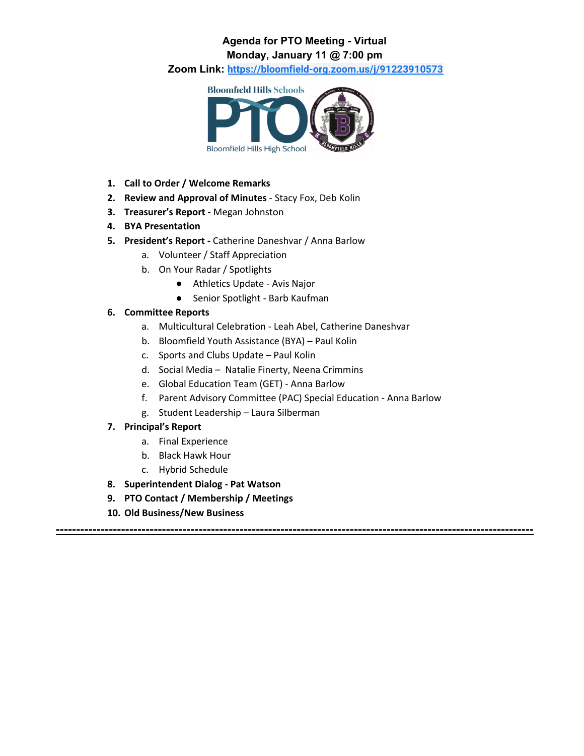# Agenda for PTO Meeting - Virtual

## Monday, January 11 @ 7:00 pm

## Zoom Link: [https://bloomfield-org.zoom.us/j/91223910573](https://bloomfield-org.zoom.us/j/91223910573)

1. **Call to Order / Welcome Remarks**
2. **Review and Approval of Minutes** - Stacy Fox, Deb Kolin
3. **Treasurer's Report -** Megan Johnston
4. **BYA Presentation**
5. **President's Report -** Catherine Daneshvar / Anna Barlow
   a. Volunteer / Staff Appreciation
   b. On Your Radar / Spotlights
      - Athletics Update - Avis Najor
      - Senior Spotlight - Barb Kaufman
6. **Committee Reports**
   a. Multicultural Celebration - Leah Abel, Catherine Daneshvar
   b. Bloomfield Youth Assistance (BYA) – Paul Kolin
   c. Sports and Clubs Update – Paul Kolin
   d. Social Media – Natalie Finerty, Neena Crimmins
   e. Global Education Team (GET) - Anna Barlow
   f. Parent Advisory Committee (PAC) Special Education - Anna Barlow
   g. Student Leadership – Laura Silberman
7. **Principal's Report**
   a. Final Experience
   b. Black Hawk Hour
   c. Hybrid Schedule
8. **Superintendent Dialog - Pat Watson**
9. **PTO Contact / Membership / Meetings**
10. **Old Business/New Business**

---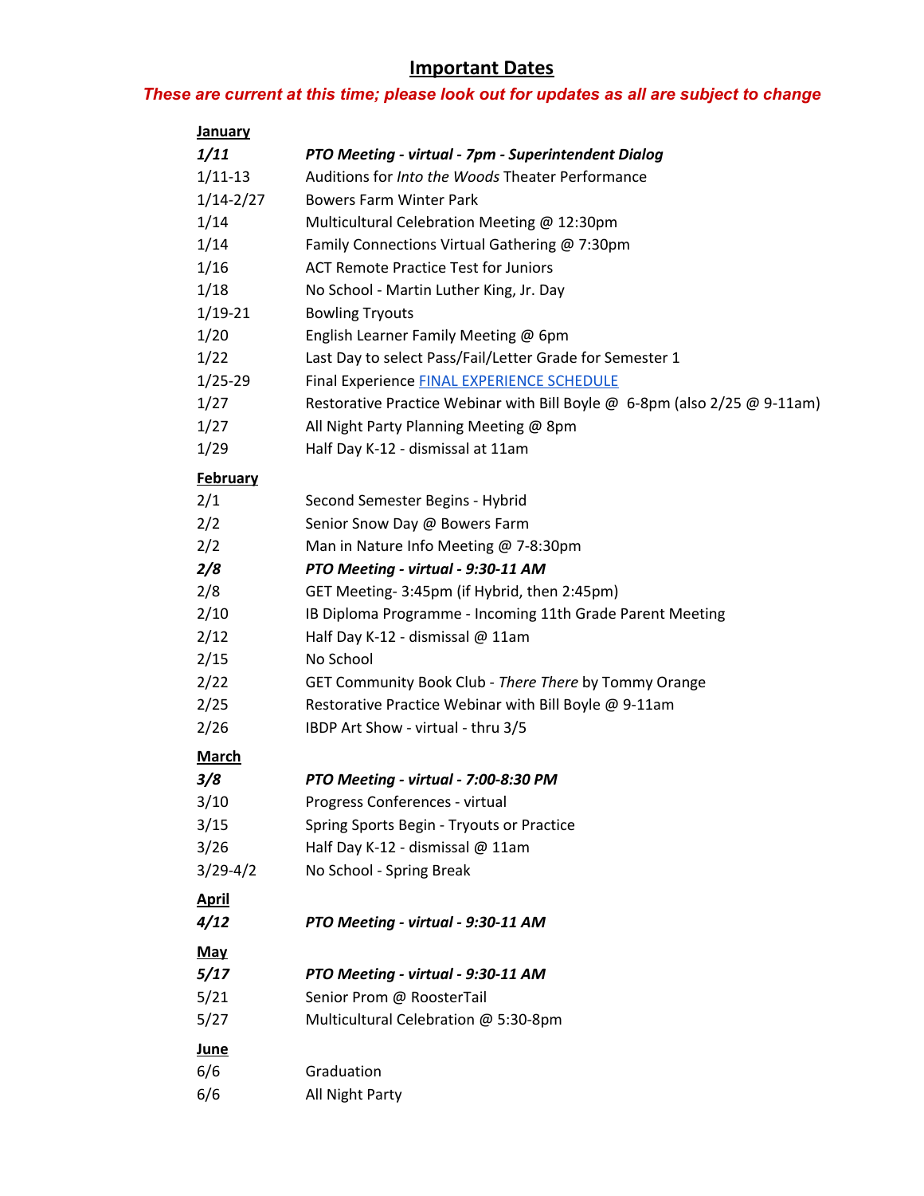# Important Dates

***These are current at this time; please look out for updates as all are subject to change***

| | |
|---|---|
| **January** | |
| ***1/11*** | ***PTO Meeting - virtual - 7pm - Superintendent Dialog*** |
| 1/11-13 | Auditions for *Into the Woods* Theater Performance |
| 1/14-2/27 | Bowers Farm Winter Park |
| 1/14 | Multicultural Celebration Meeting @ 12:30pm |
| 1/14 | Family Connections Virtual Gathering @ 7:30pm |
| 1/16 | ACT Remote Practice Test for Juniors |
| 1/18 | No School - Martin Luther King, Jr. Day |
| 1/19-21 | Bowling Tryouts |
| 1/20 | English Learner Family Meeting @ 6pm |
| 1/22 | Last Day to select Pass/Fail/Letter Grade for Semester 1 |
| 1/25-29 | Final Experience FINAL EXPERIENCE SCHEDULE |
| 1/27 | Restorative Practice Webinar with Bill Boyle @ 6-8pm (also 2/25 @ 9-11am) |
| 1/27 | All Night Party Planning Meeting @ 8pm |
| 1/29 | Half Day K-12 - dismissal at 11am |
| **February** | |
| 2/1 | Second Semester Begins - Hybrid |
| 2/2 | Senior Snow Day @ Bowers Farm |
| 2/2 | Man in Nature Info Meeting @ 7-8:30pm |
| ***2/8*** | ***PTO Meeting - virtual - 9:30-11 AM*** |
| 2/8 | GET Meeting- 3:45pm (if Hybrid, then 2:45pm) |
| 2/10 | IB Diploma Programme - Incoming 11th Grade Parent Meeting |
| 2/12 | Half Day K-12 - dismissal @ 11am |
| 2/15 | No School |
| 2/22 | GET Community Book Club - *There There* by Tommy Orange |
| 2/25 | Restorative Practice Webinar with Bill Boyle @ 9-11am |
| 2/26 | IBDP Art Show - virtual - thru 3/5 |
| **March** | |
| ***3/8*** | ***PTO Meeting - virtual - 7:00-8:30 PM*** |
| 3/10 | Progress Conferences - virtual |
| 3/15 | Spring Sports Begin - Tryouts or Practice |
| 3/26 | Half Day K-12 - dismissal @ 11am |
| 3/29-4/2 | No School - Spring Break |
| **April** | |
| ***4/12*** | ***PTO Meeting - virtual - 9:30-11 AM*** |
| **May** | |
| ***5/17*** | ***PTO Meeting - virtual - 9:30-11 AM*** |
| 5/21 | Senior Prom @ RoosterTail |
| 5/27 | Multicultural Celebration @ 5:30-8pm |
| **June** | |
| 6/6 | Graduation |
| 6/6 | All Night Party |